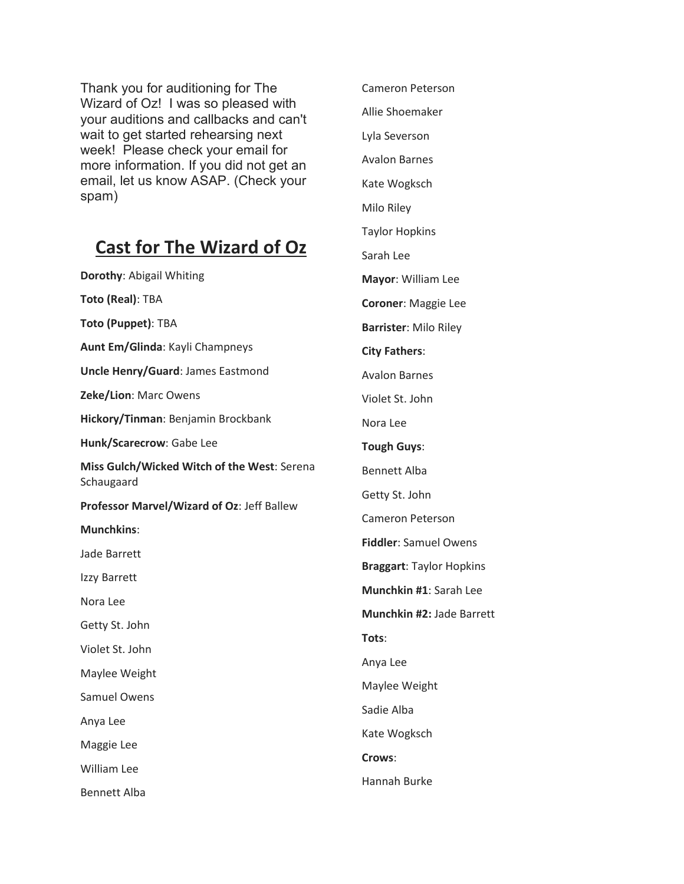Thank you for auditioning for The Wizard of Oz! I was so pleased with your auditions and callbacks and can't wait to get started rehearsing next week! Please check your email for more information. If you did not get an email, let us know ASAP. (Check your spam)

## Cast for The Wizard of Oz

**Dorothy**: Abigail Whiting

**Toto (Real)**: TBA

**Toto (Puppet)**: TBA

**Aunt Em/Glinda**: Kayli Champneys

**Uncle Henry/Guard**: James Eastmond

**Zeke/Lion**: Marc Owens

**Hickory/Tinman**: Benjamin Brockbank

**Hunk/Scarecrow**: Gabe Lee

**Miss Gulch/Wicked Witch of the West**: Serena Schaugaard

**Professor Marvel/Wizard of Oz**: Jeff Ballew

**Munchkins**:

Jade Barrett

Izzy Barrett

Nora Lee

Getty St. John

Violet St. John

Maylee Weight

Samuel Owens

Anya Lee

Maggie Lee

William Lee

Bennett Alba

Cameron Peterson

Allie Shoemaker

Lyla Severson

Avalon Barnes

Kate Wogksch

Milo Riley

Taylor Hopkins

Sarah Lee

**Mayor**: William Lee

**Coroner**: Maggie Lee

**Barrister**: Milo Riley

**City Fathers**:

Avalon Barnes

Violet St. John

Nora Lee

**Tough Guys**:

Bennett Alba

Getty St. John

Cameron Peterson

**Fiddler**: Samuel Owens

**Braggart**: Taylor Hopkins

**Munchkin #1**: Sarah Lee

**Munchkin #2:** Jade Barrett

**Tots**:

Anya Lee

Maylee Weight

Sadie Alba

Kate Wogksch

**Crows**:

Hannah Burke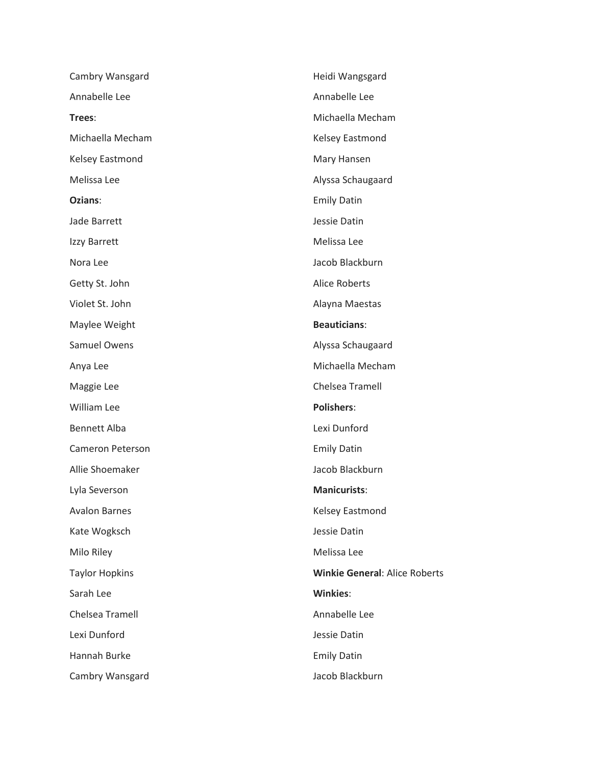Cambry Wansgard

Annabelle Lee

**Trees**:

Michaella Mecham

Kelsey Eastmond

Melissa Lee

**Ozians**:

Jade Barrett

Izzy Barrett

Nora Lee

Getty St. John

Violet St. John

Maylee Weight

Samuel Owens

Anya Lee

Maggie Lee

William Lee

Bennett Alba

Cameron Peterson

Allie Shoemaker

Lyla Severson

Avalon Barnes

Kate Wogksch

Milo Riley

Taylor Hopkins

Sarah Lee

Chelsea Tramell

Lexi Dunford

Hannah Burke

Cambry Wansgard

Heidi Wangsgard

Annabelle Lee

Michaella Mecham

Kelsey Eastmond

Mary Hansen

Alyssa Schaugaard

Emily Datin

Jessie Datin

Melissa Lee

Jacob Blackburn

Alice Roberts

Alayna Maestas

**Beauticians**:

Alyssa Schaugaard

Michaella Mecham

Chelsea Tramell

**Polishers**:

Lexi Dunford

Emily Datin

Jacob Blackburn

**Manicurists**:

Kelsey Eastmond

Jessie Datin

Melissa Lee

**Winkie General**: Alice Roberts

**Winkies**:

Annabelle Lee

Jessie Datin

Emily Datin

Jacob Blackburn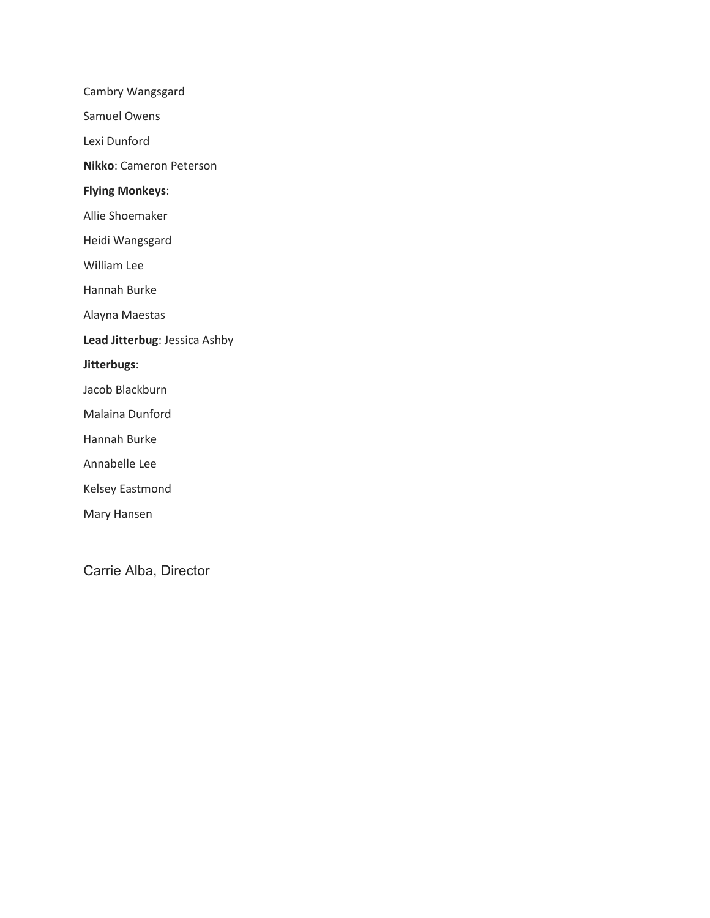Cambry Wangsgard

Samuel Owens

Lexi Dunford

**Nikko**: Cameron Peterson

**Flying Monkeys**:

Allie Shoemaker

Heidi Wangsgard

William Lee

Hannah Burke

Alayna Maestas

**Lead Jitterbug**: Jessica Ashby

**Jitterbugs**:

Jacob Blackburn

Malaina Dunford

Hannah Burke

Annabelle Lee

Kelsey Eastmond

Mary Hansen

Carrie Alba, Director